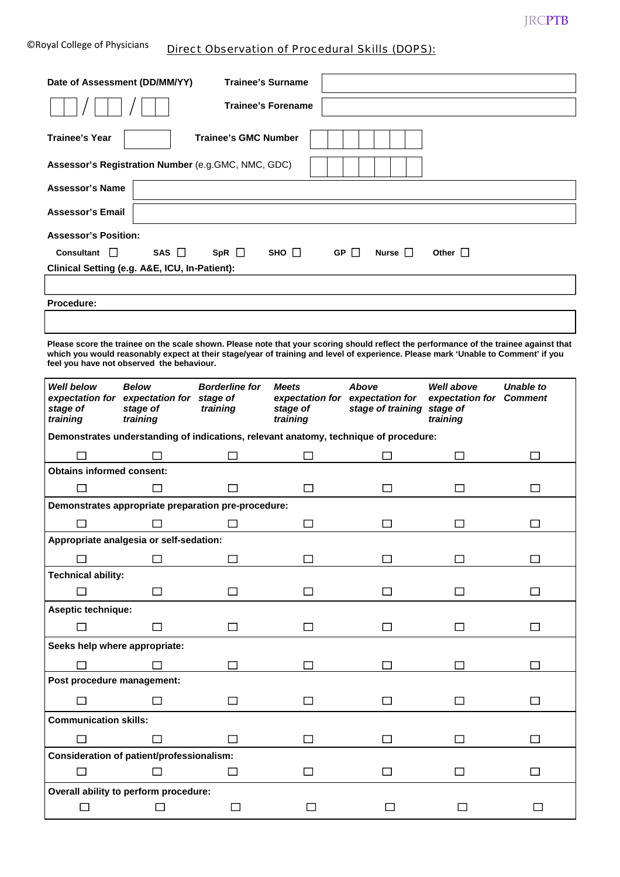JRCPTB

©Royal College of Physicians

## Direct Observation of Procedural Skills (DOPS):

| **Date of Assessment (DD/MM/YY)** | **Trainee's Surname** | |
|---|---|---|
| ☐☐ / ☐☐ / ☐☐ | **Trainee's Forename** | |

**Trainee's Year** ☐ **Trainee's GMC Number** ☐☐☐☐☐☐☐

**Assessor's Registration Number** (e.g.GMC, NMC, GDC) ☐☐☐☐☐☐☐

**Assessor's Name**

**Assessor's Email**

**Assessor's Position:**

**Consultant** ☐ **SAS** ☐ **SpR** ☐ **SHO** ☐ **GP** ☐ **Nurse** ☐ **Other** ☐

**Clinical Setting (e.g. A&E, ICU, In-Patient):**

**Procedure:**

**Please score the trainee on the scale shown. Please note that your scoring should reflect the performance of the trainee against that which you would reasonably expect at their stage/year of training and level of experience. Please mark 'Unable to Comment' if you feel you have not observed the behaviour.**

| ***Well below expectation for stage of training*** | ***Below expectation for stage of training*** | ***Borderline for stage of training*** | ***Meets expectation for stage of training*** | ***Above expectation for stage of training*** | ***Well above expectation for stage of training*** | ***Unable to Comment*** |
|---|---|---|---|---|---|---|
| **Demonstrates understanding of indications, relevant anatomy, technique of procedure:** | | | | | | |
| ☐ | ☐ | ☐ | ☐ | ☐ | ☐ | ☐ |
| **Obtains informed consent:** | | | | | | |
| ☐ | ☐ | ☐ | ☐ | ☐ | ☐ | ☐ |
| **Demonstrates appropriate preparation pre-procedure:** | | | | | | |
| ☐ | ☐ | ☐ | ☐ | ☐ | ☐ | ☐ |
| **Appropriate analgesia or self-sedation:** | | | | | | |
| ☐ | ☐ | ☐ | ☐ | ☐ | ☐ | ☐ |
| **Technical ability:** | | | | | | |
| ☐ | ☐ | ☐ | ☐ | ☐ | ☐ | ☐ |
| **Aseptic technique:** | | | | | | |
| ☐ | ☐ | ☐ | ☐ | ☐ | ☐ | ☐ |
| **Seeks help where appropriate:** | | | | | | |
| ☐ | ☐ | ☐ | ☐ | ☐ | ☐ | ☐ |
| **Post procedure management:** | | | | | | |
| ☐ | ☐ | ☐ | ☐ | ☐ | ☐ | ☐ |
| **Communication skills:** | | | | | | |
| ☐ | ☐ | ☐ | ☐ | ☐ | ☐ | ☐ |
| **Consideration of patient/professionalism:** | | | | | | |
| ☐ | ☐ | ☐ | ☐ | ☐ | ☐ | ☐ |
| **Overall ability to perform procedure:** | | | | | | |
| ☐ | ☐ | ☐ | ☐ | ☐ | ☐ | ☐ |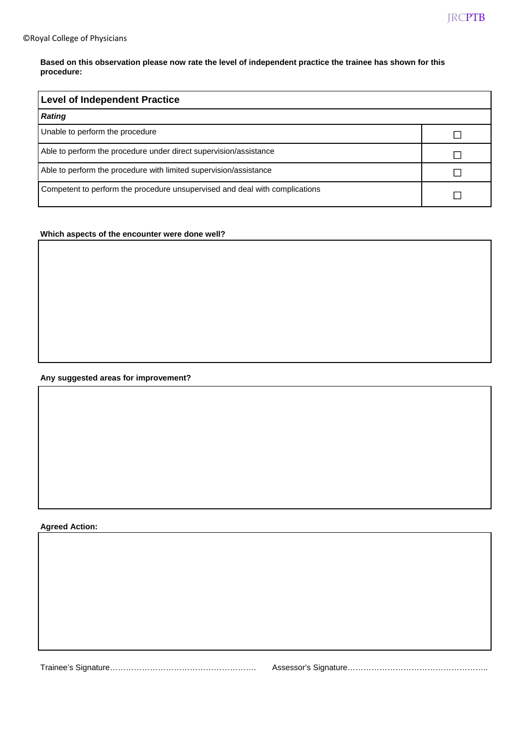©Royal College of Physicians

**Based on this observation please now rate the level of independent practice the trainee has shown for this procedure:**

| **Level of Independent Practice** | |
|---|---|
| ***Rating*** | |
| Unable to perform the procedure | ☐ |
| Able to perform the procedure under direct supervision/assistance | ☐ |
| Able to perform the procedure with limited supervision/assistance | ☐ |
| Competent to perform the procedure unsupervised and deal with complications | ☐ |

**Which aspects of the encounter were done well?**

**Any suggested areas for improvement?**

**Agreed Action:**

Trainee's Signature………………………………………………. Assessor's Signature……………………………………………..